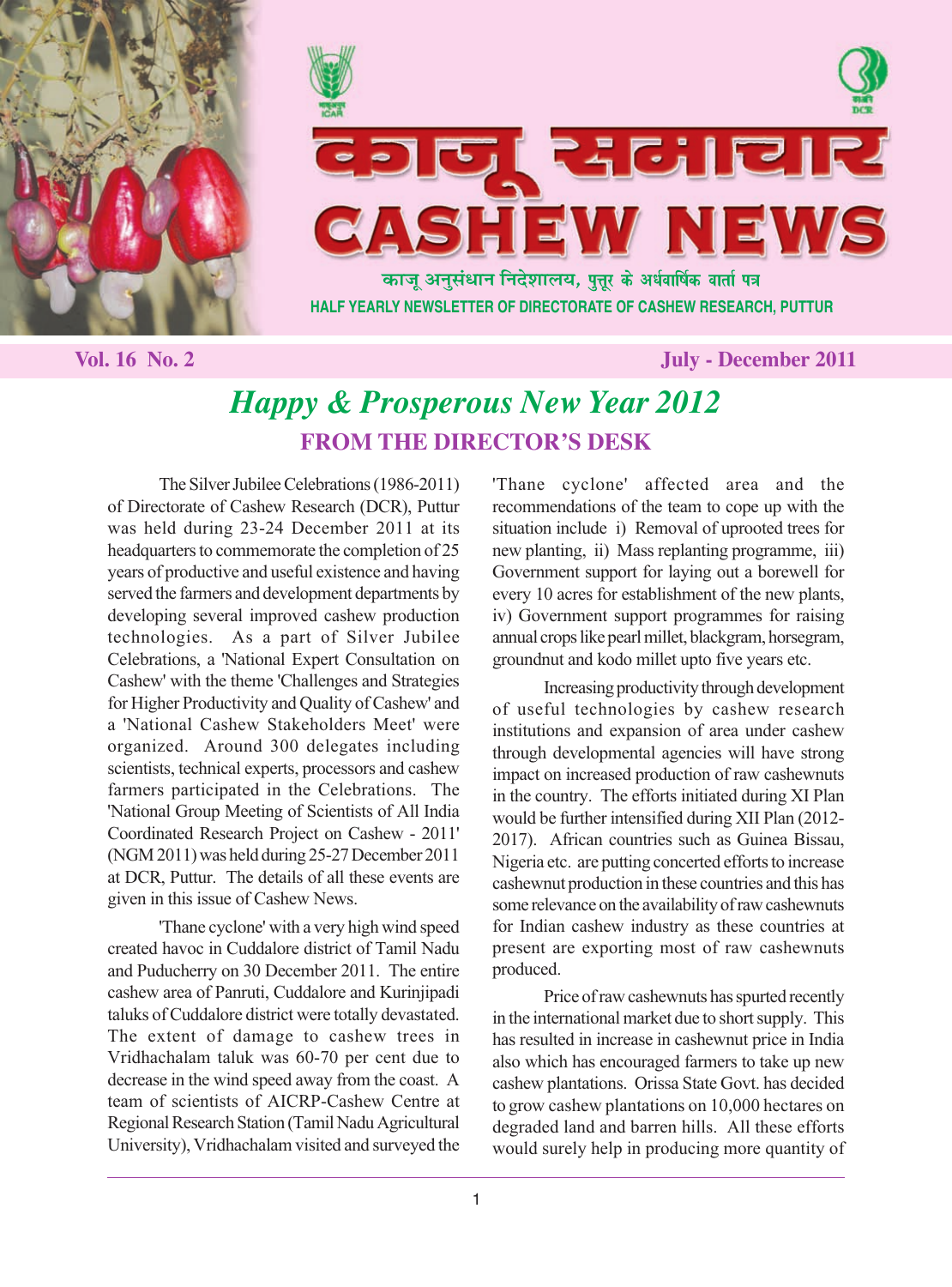# काजू समाचार
# CASHEW NEWS

काजू अनुसंधान निदेशालय, पुत्तूर के अर्धवार्षिक वार्ता पत्र

HALF YEARLY NEWSLETTER OF DIRECTORATE OF CASHEW RESEARCH, PUTTUR

**Vol. 16 No. 2** **July - December 2011**

## *Happy & Prosperous New Year 2012*

## FROM THE DIRECTOR'S DESK

The Silver Jubilee Celebrations (1986-2011) of Directorate of Cashew Research (DCR), Puttur was held during 23-24 December 2011 at its headquarters to commemorate the completion of 25 years of productive and useful existence and having served the farmers and development departments by developing several improved cashew production technologies. As a part of Silver Jubilee Celebrations, a 'National Expert Consultation on Cashew' with the theme 'Challenges and Strategies for Higher Productivity and Quality of Cashew' and a 'National Cashew Stakeholders Meet' were organized. Around 300 delegates including scientists, technical experts, processors and cashew farmers participated in the Celebrations. The 'National Group Meeting of Scientists of All India Coordinated Research Project on Cashew - 2011' (NGM 2011) was held during 25-27 December 2011 at DCR, Puttur. The details of all these events are given in this issue of Cashew News.

'Thane cyclone' with a very high wind speed created havoc in Cuddalore district of Tamil Nadu and Puducherry on 30 December 2011. The entire cashew area of Panruti, Cuddalore and Kurinjipadi taluks of Cuddalore district were totally devastated. The extent of damage to cashew trees in Vridhachalam taluk was 60-70 per cent due to decrease in the wind speed away from the coast. A team of scientists of AICRP-Cashew Centre at Regional Research Station (Tamil Nadu Agricultural University), Vridhachalam visited and surveyed the 'Thane cyclone' affected area and the recommendations of the team to cope up with the situation include i) Removal of uprooted trees for new planting, ii) Mass replanting programme, iii) Government support for laying out a borewell for every 10 acres for establishment of the new plants, iv) Government support programmes for raising annual crops like pearl millet, blackgram, horsegram, groundnut and kodo millet upto five years etc.

Increasing productivity through development of useful technologies by cashew research institutions and expansion of area under cashew through developmental agencies will have strong impact on increased production of raw cashewnuts in the country. The efforts initiated during XI Plan would be further intensified during XII Plan (2012-2017). African countries such as Guinea Bissau, Nigeria etc. are putting concerted efforts to increase cashewnut production in these countries and this has some relevance on the availability of raw cashewnuts for Indian cashew industry as these countries at present are exporting most of raw cashewnuts produced.

Price of raw cashewnuts has spurted recently in the international market due to short supply. This has resulted in increase in cashewnut price in India also which has encouraged farmers to take up new cashew plantations. Orissa State Govt. has decided to grow cashew plantations on 10,000 hectares on degraded land and barren hills. All these efforts would surely help in producing more quantity of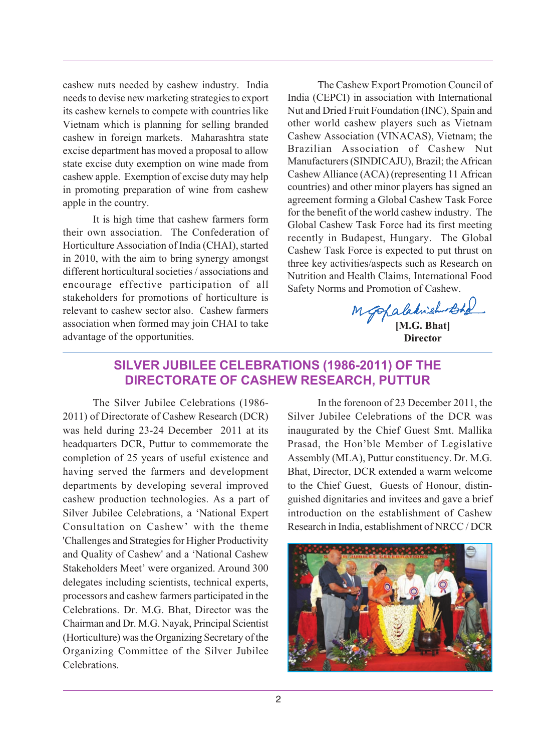cashew nuts needed by cashew industry. India needs to devise new marketing strategies to export its cashew kernels to compete with countries like Vietnam which is planning for selling branded cashew in foreign markets. Maharashtra state excise department has moved a proposal to allow state excise duty exemption on wine made from cashew apple. Exemption of excise duty may help in promoting preparation of wine from cashew apple in the country.

It is high time that cashew farmers form their own association. The Confederation of Horticulture Association of India (CHAI), started in 2010, with the aim to bring synergy amongst different horticultural societies / associations and encourage effective participation of all stakeholders for promotions of horticulture is relevant to cashew sector also. Cashew farmers association when formed may join CHAI to take advantage of the opportunities.

The Cashew Export Promotion Council of India (CEPCI) in association with International Nut and Dried Fruit Foundation (INC), Spain and other world cashew players such as Vietnam Cashew Association (VINACAS), Vietnam; the Brazilian Association of Cashew Nut Manufacturers (SINDICAJU), Brazil; the African Cashew Alliance (ACA) (representing 11 African countries) and other minor players has signed an agreement forming a Global Cashew Task Force for the benefit of the world cashew industry. The Global Cashew Task Force had its first meeting recently in Budapest, Hungary. The Global Cashew Task Force is expected to put thrust on three key activities/aspects such as Research on Nutrition and Health Claims, International Food Safety Norms and Promotion of Cashew.

**[M.G. Bhat]**
**Director**

## SILVER JUBILEE CELEBRATIONS (1986-2011) OF THE DIRECTORATE OF CASHEW RESEARCH, PUTTUR

The Silver Jubilee Celebrations (1986-2011) of Directorate of Cashew Research (DCR) was held during 23-24 December 2011 at its headquarters DCR, Puttur to commemorate the completion of 25 years of useful existence and having served the farmers and development departments by developing several improved cashew production technologies. As a part of Silver Jubilee Celebrations, a 'National Expert Consultation on Cashew' with the theme 'Challenges and Strategies for Higher Productivity and Quality of Cashew' and a 'National Cashew Stakeholders Meet' were organized. Around 300 delegates including scientists, technical experts, processors and cashew farmers participated in the Celebrations. Dr. M.G. Bhat, Director was the Chairman and Dr. M.G. Nayak, Principal Scientist (Horticulture) was the Organizing Secretary of the Organizing Committee of the Silver Jubilee Celebrations.

In the forenoon of 23 December 2011, the Silver Jubilee Celebrations of the DCR was inaugurated by the Chief Guest Smt. Mallika Prasad, the Hon'ble Member of Legislative Assembly (MLA), Puttur constituency. Dr. M.G. Bhat, Director, DCR extended a warm welcome to the Chief Guest, Guests of Honour, distinguished dignitaries and invitees and gave a brief introduction on the establishment of Cashew Research in India, establishment of NRCC / DCR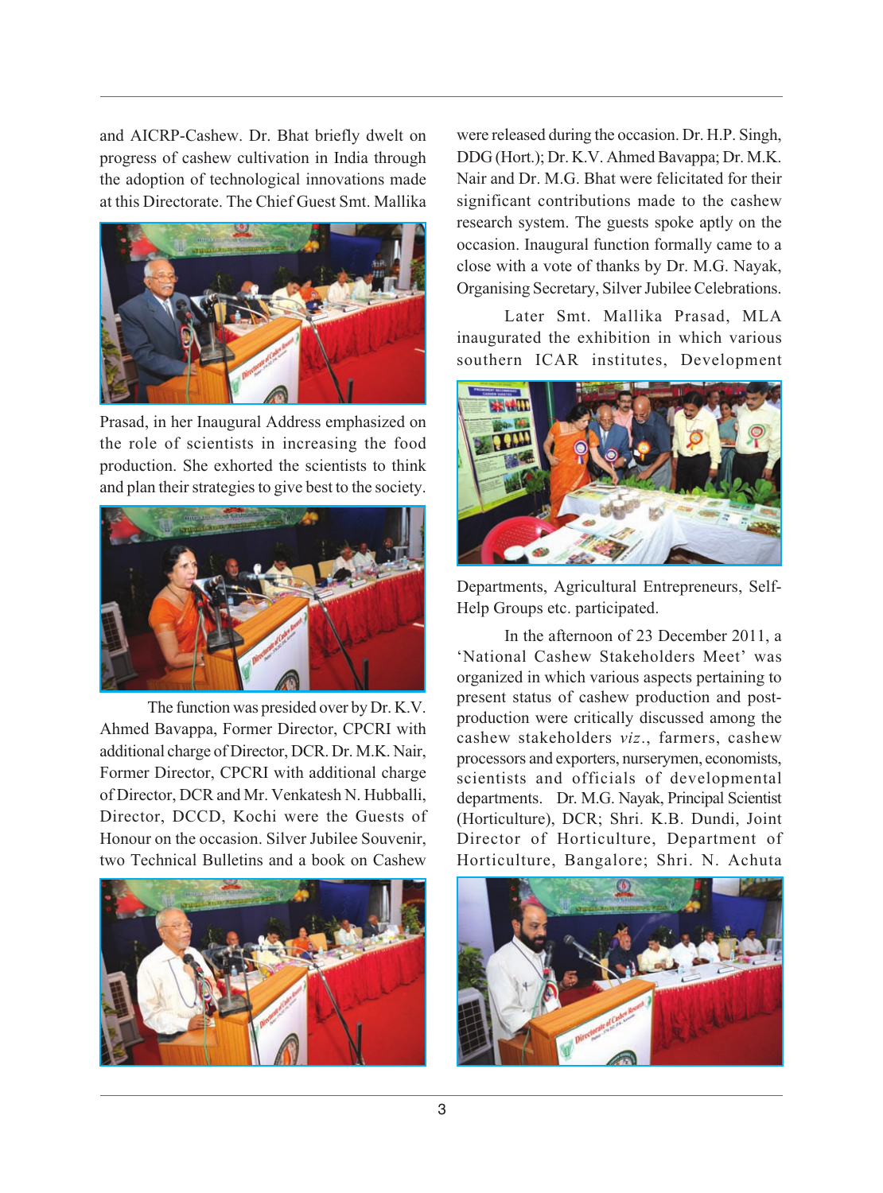and AICRP-Cashew. Dr. Bhat briefly dwelt on progress of cashew cultivation in India through the adoption of technological innovations made at this Directorate. The Chief Guest Smt. Mallika Prasad, in her Inaugural Address emphasized on the role of scientists in increasing the food production. She exhorted the scientists to think and plan their strategies to give best to the society.

The function was presided over by Dr. K.V. Ahmed Bavappa, Former Director, CPCRI with additional charge of Director, DCR. Dr. M.K. Nair, Former Director, CPCRI with additional charge of Director, DCR and Mr. Venkatesh N. Hubballi, Director, DCCD, Kochi were the Guests of Honour on the occasion. Silver Jubilee Souvenir, two Technical Bulletins and a book on Cashew were released during the occasion. Dr. H.P. Singh, DDG (Hort.); Dr. K.V. Ahmed Bavappa; Dr. M.K. Nair and Dr. M.G. Bhat were felicitated for their significant contributions made to the cashew research system. The guests spoke aptly on the occasion. Inaugural function formally came to a close with a vote of thanks by Dr. M.G. Nayak, Organising Secretary, Silver Jubilee Celebrations.

Later Smt. Mallika Prasad, MLA inaugurated the exhibition in which various southern ICAR institutes, Development Departments, Agricultural Entrepreneurs, Self-Help Groups etc. participated.

In the afternoon of 23 December 2011, a 'National Cashew Stakeholders Meet' was organized in which various aspects pertaining to present status of cashew production and post-production were critically discussed among the cashew stakeholders *viz*., farmers, cashew processors and exporters, nurserymen, economists, scientists and officials of developmental departments. Dr. M.G. Nayak, Principal Scientist (Horticulture), DCR; Shri. K.B. Dundi, Joint Director of Horticulture, Department of Horticulture, Bangalore; Shri. N. Achuta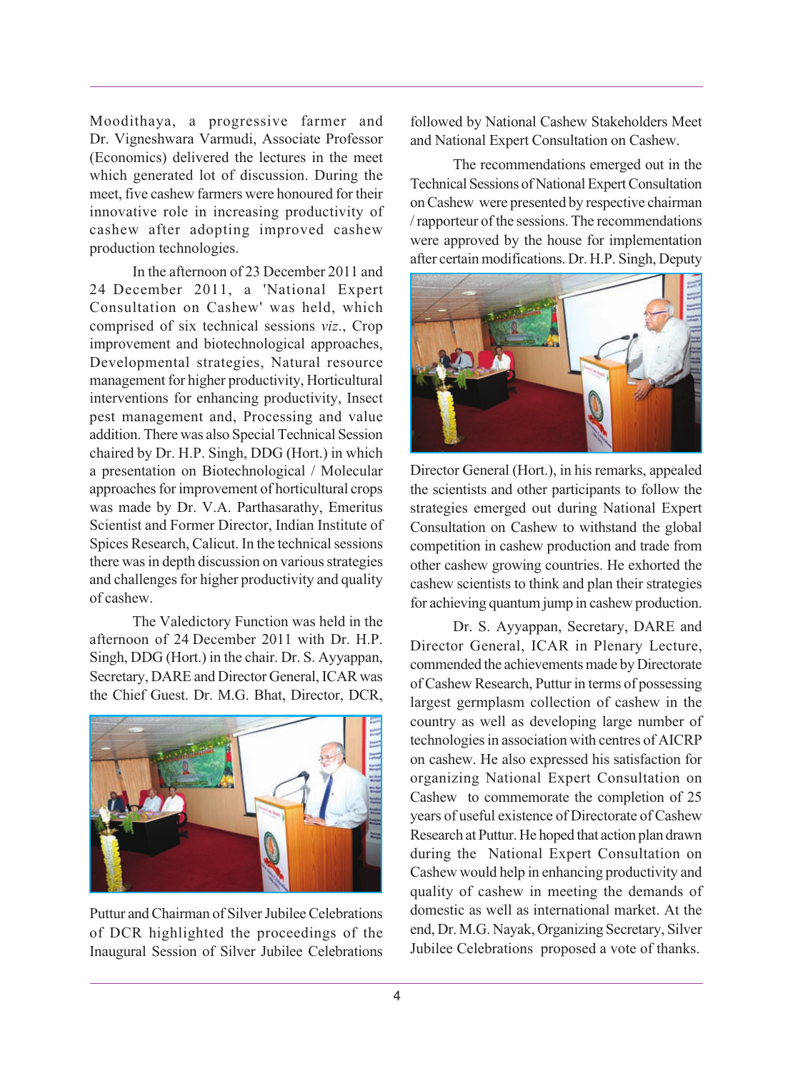Moodithaya, a progressive farmer and Dr. Vigneshwara Varmudi, Associate Professor (Economics) delivered the lectures in the meet which generated lot of discussion. During the meet, five cashew farmers were honoured for their innovative role in increasing productivity of cashew after adopting improved cashew production technologies.

In the afternoon of 23 December 2011 and 24 December 2011, a 'National Expert Consultation on Cashew' was held, which comprised of six technical sessions *viz*., Crop improvement and biotechnological approaches, Developmental strategies, Natural resource management for higher productivity, Horticultural interventions for enhancing productivity, Insect pest management and, Processing and value addition. There was also Special Technical Session chaired by Dr. H.P. Singh, DDG (Hort.) in which a presentation on Biotechnological / Molecular approaches for improvement of horticultural crops was made by Dr. V.A. Parthasarathy, Emeritus Scientist and Former Director, Indian Institute of Spices Research, Calicut. In the technical sessions there was in depth discussion on various strategies and challenges for higher productivity and quality of cashew.

The Valedictory Function was held in the afternoon of 24 December 2011 with Dr. H.P. Singh, DDG (Hort.) in the chair. Dr. S. Ayyappan, Secretary, DARE and Director General, ICAR was the Chief Guest. Dr. M.G. Bhat, Director, DCR, Puttur and Chairman of Silver Jubilee Celebrations of DCR highlighted the proceedings of the Inaugural Session of Silver Jubilee Celebrations followed by National Cashew Stakeholders Meet and National Expert Consultation on Cashew.

The recommendations emerged out in the Technical Sessions of National Expert Consultation on Cashew were presented by respective chairman / rapporteur of the sessions. The recommendations were approved by the house for implementation after certain modifications. Dr. H.P. Singh, Deputy Director General (Hort.), in his remarks, appealed the scientists and other participants to follow the strategies emerged out during National Expert Consultation on Cashew to withstand the global competition in cashew production and trade from other cashew growing countries. He exhorted the cashew scientists to think and plan their strategies for achieving quantum jump in cashew production.

Dr. S. Ayyappan, Secretary, DARE and Director General, ICAR in Plenary Lecture, commended the achievements made by Directorate of Cashew Research, Puttur in terms of possessing largest germplasm collection of cashew in the country as well as developing large number of technologies in association with centres of AICRP on cashew. He also expressed his satisfaction for organizing National Expert Consultation on Cashew to commemorate the completion of 25 years of useful existence of Directorate of Cashew Research at Puttur. He hoped that action plan drawn during the National Expert Consultation on Cashew would help in enhancing productivity and quality of cashew in meeting the demands of domestic as well as international market. At the end, Dr. M.G. Nayak, Organizing Secretary, Silver Jubilee Celebrations proposed a vote of thanks.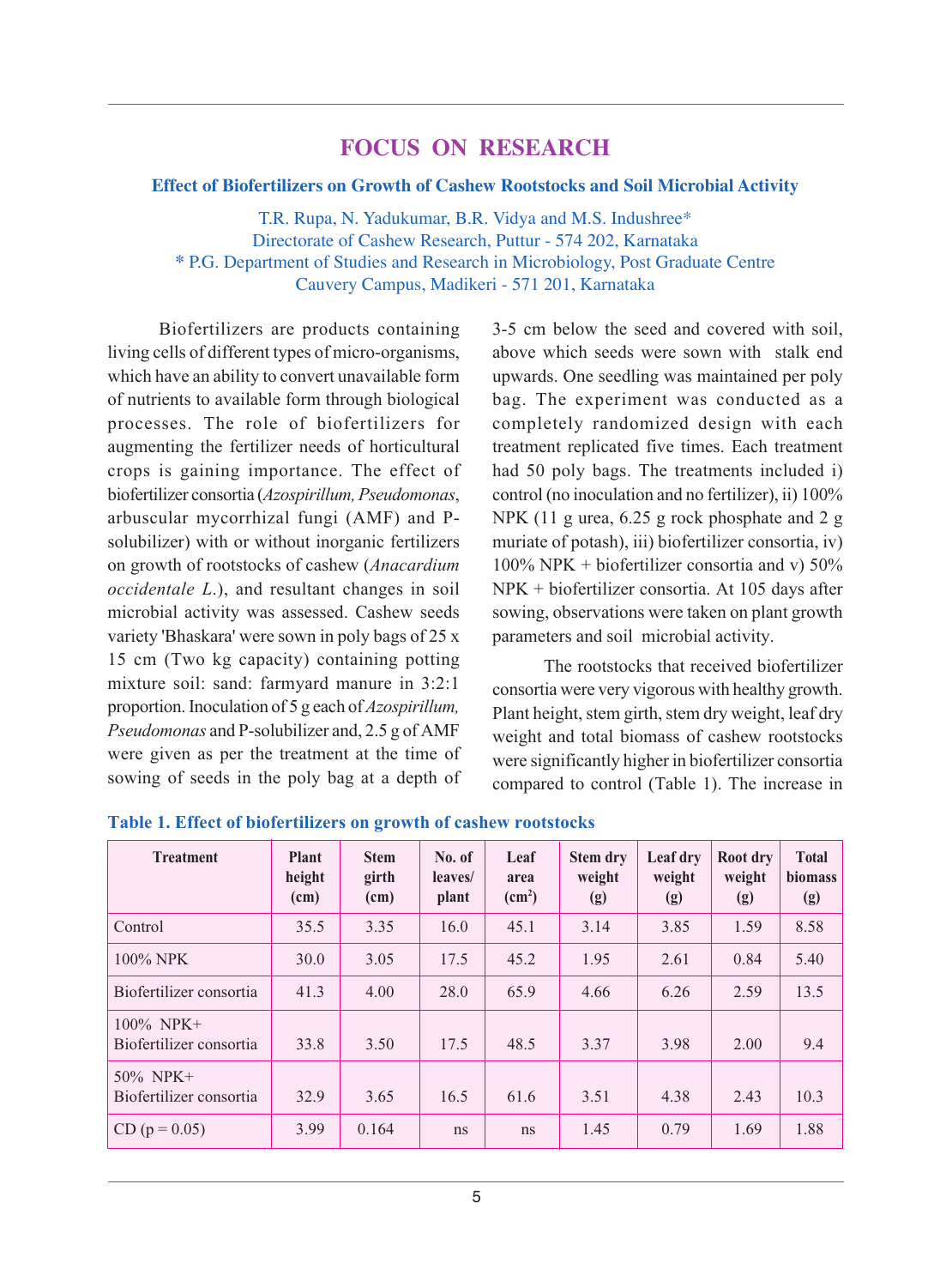# FOCUS ON RESEARCH

## Effect of Biofertilizers on Growth of Cashew Rootstocks and Soil Microbial Activity

T.R. Rupa, N. Yadukumar, B.R. Vidya and M.S. Indushree*
Directorate of Cashew Research, Puttur - 574 202, Karnataka
* P.G. Department of Studies and Research in Microbiology, Post Graduate Centre
Cauvery Campus, Madikeri - 571 201, Karnataka

Biofertilizers are products containing living cells of different types of micro-organisms, which have an ability to convert unavailable form of nutrients to available form through biological processes. The role of biofertilizers for augmenting the fertilizer needs of horticultural crops is gaining importance. The effect of biofertilizer consortia (*Azospirillum, Pseudomonas*, arbuscular mycorrhizal fungi (AMF) and P-solubilizer) with or without inorganic fertilizers on growth of rootstocks of cashew (*Anacardium occidentale L.*), and resultant changes in soil microbial activity was assessed. Cashew seeds variety 'Bhaskara' were sown in poly bags of 25 x 15 cm (Two kg capacity) containing potting mixture soil: sand: farmyard manure in 3:2:1 proportion. Inoculation of 5 g each of *Azospirillum, Pseudomonas* and P-solubilizer and, 2.5 g of AMF were given as per the treatment at the time of sowing of seeds in the poly bag at a depth of 3-5 cm below the seed and covered with soil, above which seeds were sown with stalk end upwards. One seedling was maintained per poly bag. The experiment was conducted as a completely randomized design with each treatment replicated five times. Each treatment had 50 poly bags. The treatments included i) control (no inoculation and no fertilizer), ii) 100% NPK (11 g urea, 6.25 g rock phosphate and 2 g muriate of potash), iii) biofertilizer consortia, iv) 100% NPK + biofertilizer consortia and v) 50% NPK + biofertilizer consortia. At 105 days after sowing, observations were taken on plant growth parameters and soil microbial activity.

The rootstocks that received biofertilizer consortia were very vigorous with healthy growth. Plant height, stem girth, stem dry weight, leaf dry weight and total biomass of cashew rootstocks were significantly higher in biofertilizer consortia compared to control (Table 1). The increase in

**Table 1. Effect of biofertilizers on growth of cashew rootstocks**

| Treatment | Plant height (cm) | Stem girth (cm) | No. of leaves/ plant | Leaf area ($cm^2$) | Stem dry weight (g) | Leaf dry weight (g) | Root dry weight (g) | Total biomass (g) |
|---|---|---|---|---|---|---|---|---|
| Control | 35.5 | 3.35 | 16.0 | 45.1 | 3.14 | 3.85 | 1.59 | 8.58 |
| 100% NPK | 30.0 | 3.05 | 17.5 | 45.2 | 1.95 | 2.61 | 0.84 | 5.40 |
| Biofertilizer consortia | 41.3 | 4.00 | 28.0 | 65.9 | 4.66 | 6.26 | 2.59 | 13.5 |
| 100% NPK+ Biofertilizer consortia | 33.8 | 3.50 | 17.5 | 48.5 | 3.37 | 3.98 | 2.00 | 9.4 |
| 50% NPK+ Biofertilizer consortia | 32.9 | 3.65 | 16.5 | 61.6 | 3.51 | 4.38 | 2.43 | 10.3 |
| CD (p = 0.05) | 3.99 | 0.164 | ns | ns | 1.45 | 0.79 | 1.69 | 1.88 |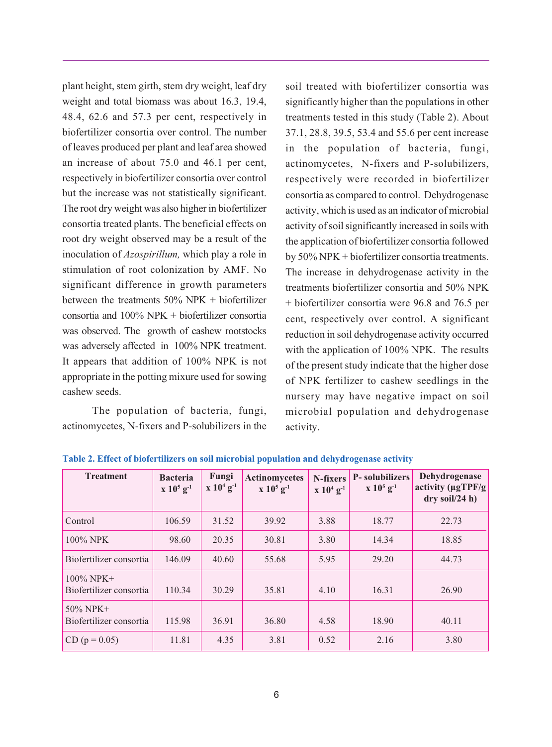plant height, stem girth, stem dry weight, leaf dry weight and total biomass was about 16.3, 19.4, 48.4, 62.6 and 57.3 per cent, respectively in biofertilizer consortia over control. The number of leaves produced per plant and leaf area showed an increase of about 75.0 and 46.1 per cent, respectively in biofertilizer consortia over control but the increase was not statistically significant. The root dry weight was also higher in biofertilizer consortia treated plants. The beneficial effects on root dry weight observed may be a result of the inoculation of *Azospirillum,* which play a role in stimulation of root colonization by AMF. No significant difference in growth parameters between the treatments 50% NPK + biofertilizer consortia and 100% NPK + biofertilizer consortia was observed. The growth of cashew rootstocks was adversely affected in 100% NPK treatment. It appears that addition of 100% NPK is not appropriate in the potting mixure used for sowing cashew seeds.

The population of bacteria, fungi, actinomycetes, N-fixers and P-solubilizers in the soil treated with biofertilizer consortia was significantly higher than the populations in other treatments tested in this study (Table 2). About 37.1, 28.8, 39.5, 53.4 and 55.6 per cent increase in the population of bacteria, fungi, actinomycetes, N-fixers and P-solubilizers, respectively were recorded in biofertilizer consortia as compared to control. Dehydrogenase activity, which is used as an indicator of microbial activity of soil significantly increased in soils with the application of biofertilizer consortia followed by 50% NPK + biofertilizer consortia treatments. The increase in dehydrogenase activity in the treatments biofertilizer consortia and 50% NPK + biofertilizer consortia were 96.8 and 76.5 per cent, respectively over control. A significant reduction in soil dehydrogenase activity occurred with the application of 100% NPK. The results of the present study indicate that the higher dose of NPK fertilizer to cashew seedlings in the nursery may have negative impact on soil microbial population and dehydrogenase activity.

**Table 2. Effect of biofertilizers on soil microbial population and dehydrogenase activity**

| Treatment | Bacteria x $10^5$ $g^{-1}$ | Fungi x $10^4$ $g^{-1}$ | Actinomycetes x $10^5$ $g^{-1}$ | N-fixers x $10^4$ $g^{-1}$ | P- solubilizers x $10^5$ $g^{-1}$ | Dehydrogenase activity (µgTPF/g dry soil/24 h) |
|---|---|---|---|---|---|---|
| Control | 106.59 | 31.52 | 39.92 | 3.88 | 18.77 | 22.73 |
| 100% NPK | 98.60 | 20.35 | 30.81 | 3.80 | 14.34 | 18.85 |
| Biofertilizer consortia | 146.09 | 40.60 | 55.68 | 5.95 | 29.20 | 44.73 |
| 100% NPK+ Biofertilizer consortia | 110.34 | 30.29 | 35.81 | 4.10 | 16.31 | 26.90 |
| 50% NPK+ Biofertilizer consortia | 115.98 | 36.91 | 36.80 | 4.58 | 18.90 | 40.11 |
| CD (p = 0.05) | 11.81 | 4.35 | 3.81 | 0.52 | 2.16 | 3.80 |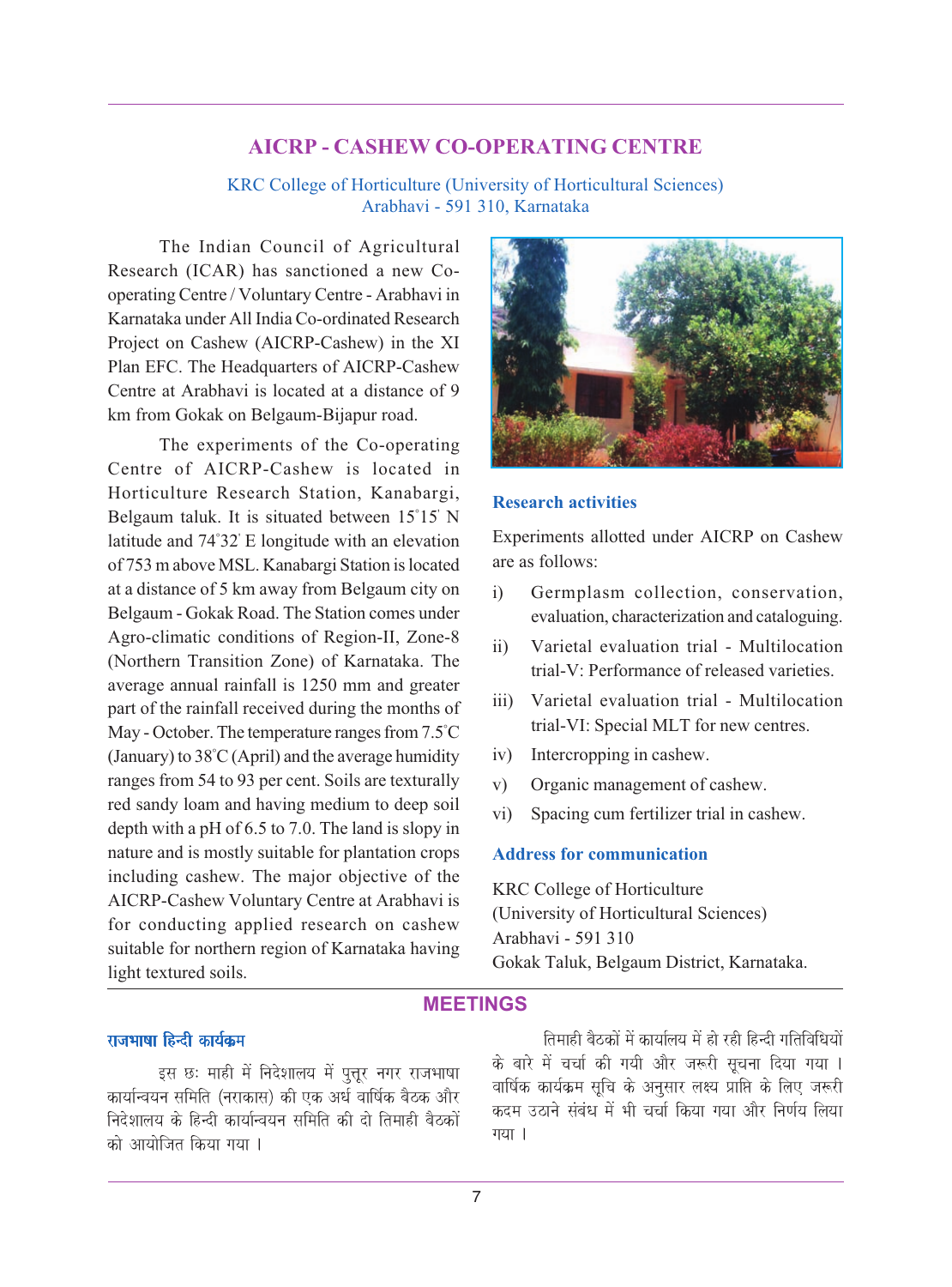## AICRP - CASHEW CO-OPERATING CENTRE

KRC College of Horticulture (University of Horticultural Sciences)
Arabhavi - 591 310, Karnataka

The Indian Council of Agricultural Research (ICAR) has sanctioned a new Co-operating Centre / Voluntary Centre - Arabhavi in Karnataka under All India Co-ordinated Research Project on Cashew (AICRP-Cashew) in the XI Plan EFC. The Headquarters of AICRP-Cashew Centre at Arabhavi is located at a distance of 9 km from Gokak on Belgaum-Bijapur road.

The experiments of the Co-operating Centre of AICRP-Cashew is located in Horticulture Research Station, Kanabargi, Belgaum taluk. It is situated between 15°15' N latitude and 74°32' E longitude with an elevation of 753 m above MSL. Kanabargi Station is located at a distance of 5 km away from Belgaum city on Belgaum - Gokak Road. The Station comes under Agro-climatic conditions of Region-II, Zone-8 (Northern Transition Zone) of Karnataka. The average annual rainfall is 1250 mm and greater part of the rainfall received during the months of May - October. The temperature ranges from 7.5°C (January) to 38°C (April) and the average humidity ranges from 54 to 93 per cent. Soils are texturally red sandy loam and having medium to deep soil depth with a pH of 6.5 to 7.0. The land is slopy in nature and is mostly suitable for plantation crops including cashew. The major objective of the AICRP-Cashew Voluntary Centre at Arabhavi is for conducting applied research on cashew suitable for northern region of Karnataka having light textured soils.

### Research activities

Experiments allotted under AICRP on Cashew are as follows:

i) Germplasm collection, conservation, evaluation, characterization and cataloguing.
ii) Varietal evaluation trial - Multilocation trial-V: Performance of released varieties.
iii) Varietal evaluation trial - Multilocation trial-VI: Special MLT for new centres.
iv) Intercropping in cashew.
v) Organic management of cashew.
vi) Spacing cum fertilizer trial in cashew.

### Address for communication

KRC College of Horticulture
(University of Horticultural Sciences)
Arabhavi - 591 310
Gokak Taluk, Belgaum District, Karnataka.

## MEETINGS

### राजभाषा हिन्दी कार्यक्रम

इस छः माही में निदेशालय में पुत्तूर नगर राजभाषा कार्यान्वयन समिति (नराकास) की एक अर्ध वार्षिक बैठक और निदेशालय के हिन्दी कार्यान्वयन समिति की दो तिमाही बैठकों को आयोजित किया गया ।

तिमाही बैठकों में कार्यालय में हो रही हिन्दी गतिविधियों के बारे में चर्चा की गयी और जरूरी सूचना दिया गया । वार्षिक कार्यक्रम सूचि के अनुसार लक्ष्य प्राप्ति के लिए जरूरी कदम उठाने संबंध में भी चर्चा किया गया और निर्णय लिया गया ।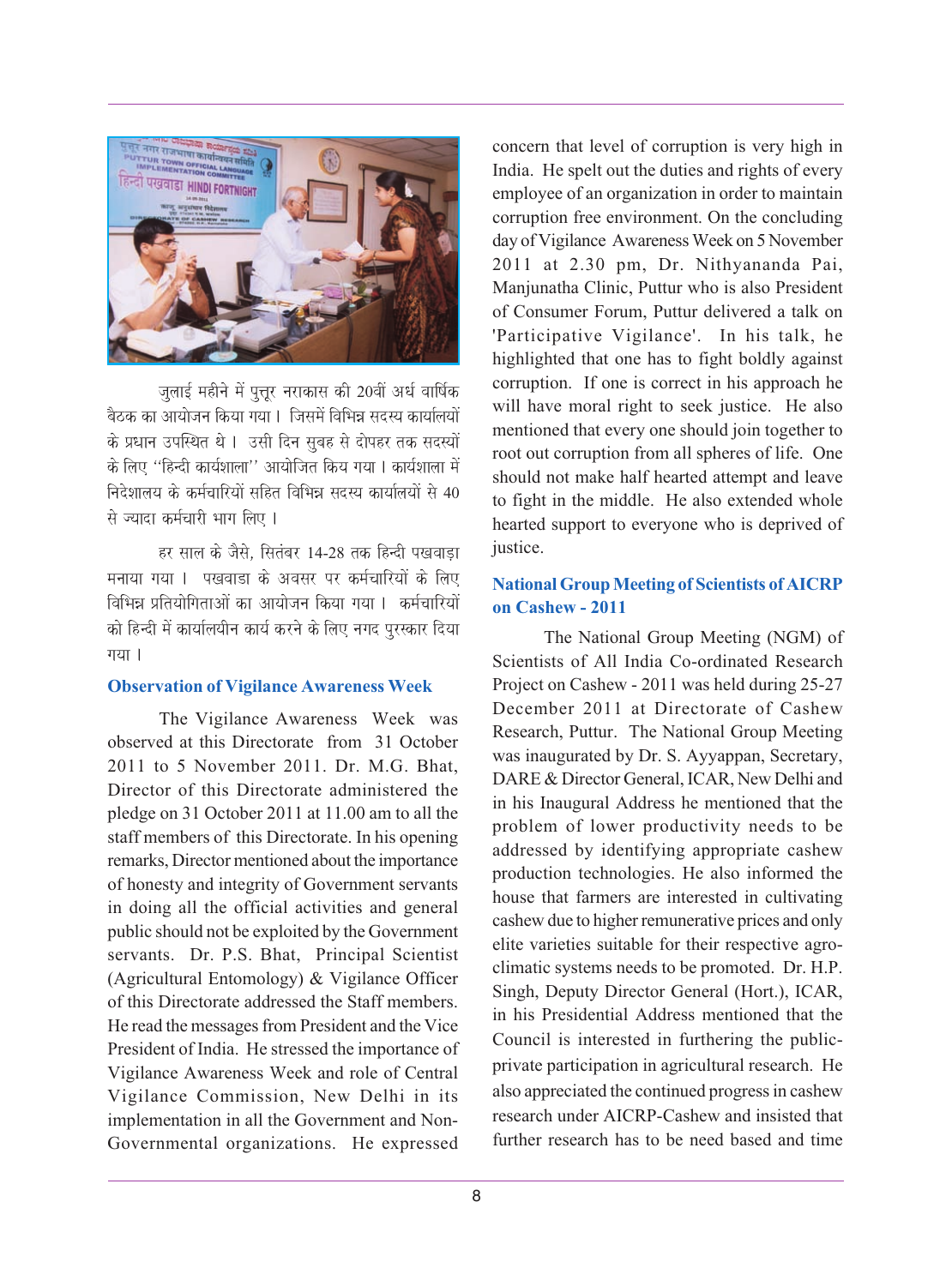जुलाई महीने में पुत्तूर नराकास की 20वीं अर्ध वार्षिक बैठक का आयोजन किया गया। जिसमें विभिन्न सदस्य कार्यालयों के प्रधान उपस्थित थे। उसी दिन सुबह से दोपहर तक सदस्यों के लिए "हिन्दी कार्यशाला" आयोजित किय गया। कार्यशाला में निदेशालय के कर्मचारियों सहित विभिन्न सदस्य कार्यालयों से 40 से ज्यादा कर्मचारी भाग लिए।

हर साल के जैसे, सितंबर 14-28 तक हिन्दी पखवाड़ा मनाया गया। पखवाडा के अवसर पर कर्मचारियों के लिए विभिन्न प्रतियोगिताओं का आयोजन किया गया। कर्मचारियों को हिन्दी में कार्यालयीन कार्य करने के लिए नगद पुरस्कार दिया गया।

## Observation of Vigilance Awareness Week

The Vigilance Awareness Week was observed at this Directorate from 31 October 2011 to 5 November 2011. Dr. M.G. Bhat, Director of this Directorate administered the pledge on 31 October 2011 at 11.00 am to all the staff members of this Directorate. In his opening remarks, Director mentioned about the importance of honesty and integrity of Government servants in doing all the official activities and general public should not be exploited by the Government servants. Dr. P.S. Bhat, Principal Scientist (Agricultural Entomology) & Vigilance Officer of this Directorate addressed the Staff members. He read the messages from President and the Vice President of India. He stressed the importance of Vigilance Awareness Week and role of Central Vigilance Commission, New Delhi in its implementation in all the Government and Non-Governmental organizations. He expressed concern that level of corruption is very high in India. He spelt out the duties and rights of every employee of an organization in order to maintain corruption free environment. On the concluding day of Vigilance Awareness Week on 5 November 2011 at 2.30 pm, Dr. Nithyananda Pai, Manjunatha Clinic, Puttur who is also President of Consumer Forum, Puttur delivered a talk on 'Participative Vigilance'. In his talk, he highlighted that one has to fight boldly against corruption. If one is correct in his approach he will have moral right to seek justice. He also mentioned that every one should join together to root out corruption from all spheres of life. One should not make half hearted attempt and leave to fight in the middle. He also extended whole hearted support to everyone who is deprived of justice.

## National Group Meeting of Scientists of AICRP on Cashew - 2011

The National Group Meeting (NGM) of Scientists of All India Co-ordinated Research Project on Cashew - 2011 was held during 25-27 December 2011 at Directorate of Cashew Research, Puttur. The National Group Meeting was inaugurated by Dr. S. Ayyappan, Secretary, DARE & Director General, ICAR, New Delhi and in his Inaugural Address he mentioned that the problem of lower productivity needs to be addressed by identifying appropriate cashew production technologies. He also informed the house that farmers are interested in cultivating cashew due to higher remunerative prices and only elite varieties suitable for their respective agro-climatic systems needs to be promoted. Dr. H.P. Singh, Deputy Director General (Hort.), ICAR, in his Presidential Address mentioned that the Council is interested in furthering the public-private participation in agricultural research. He also appreciated the continued progress in cashew research under AICRP-Cashew and insisted that further research has to be need based and time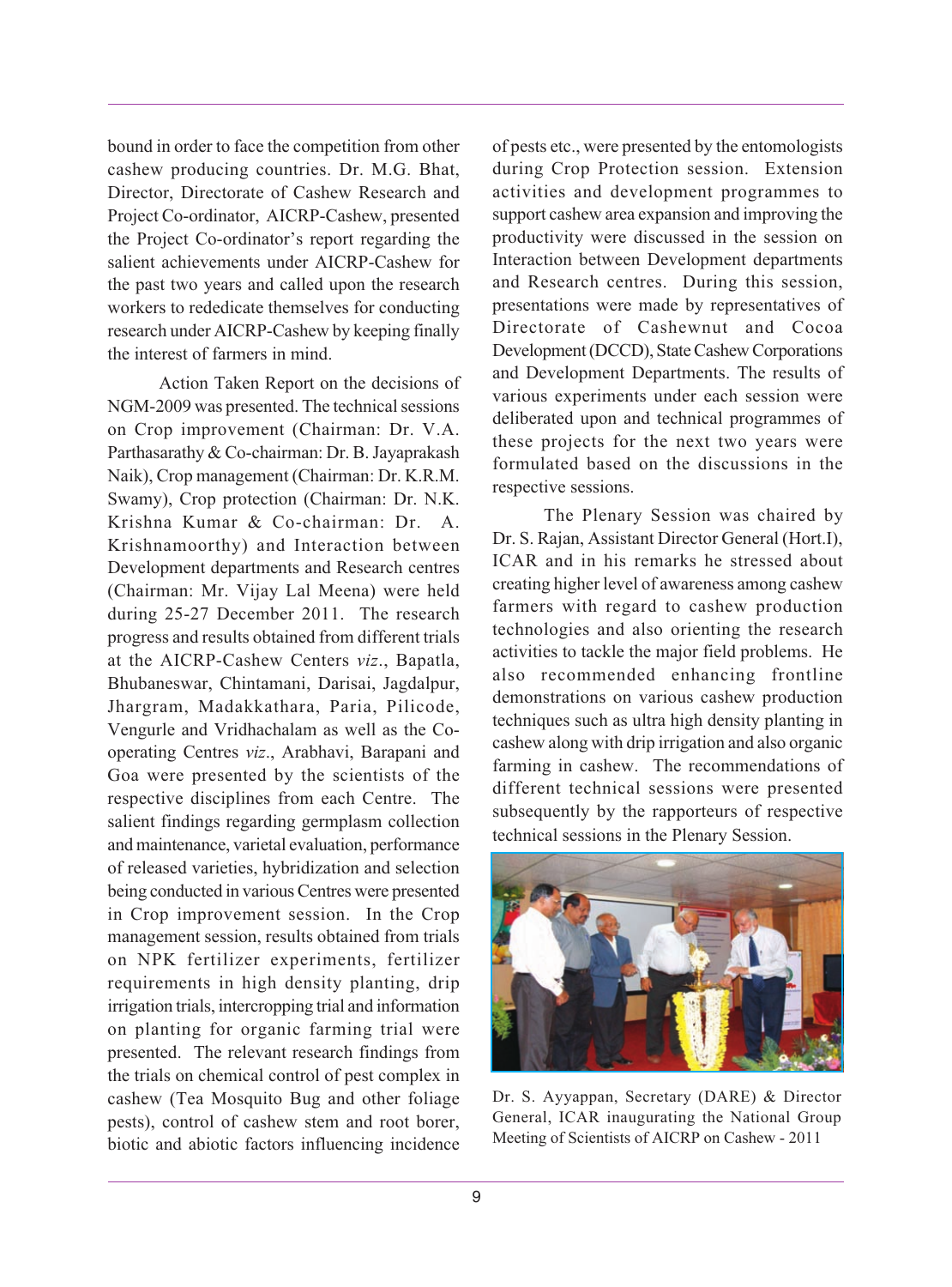bound in order to face the competition from other cashew producing countries. Dr. M.G. Bhat, Director, Directorate of Cashew Research and Project Co-ordinator, AICRP-Cashew, presented the Project Co-ordinator's report regarding the salient achievements under AICRP-Cashew for the past two years and called upon the research workers to rededicate themselves for conducting research under AICRP-Cashew by keeping finally the interest of farmers in mind.

Action Taken Report on the decisions of NGM-2009 was presented. The technical sessions on Crop improvement (Chairman: Dr. V.A. Parthasarathy & Co-chairman: Dr. B. Jayaprakash Naik), Crop management (Chairman: Dr. K.R.M. Swamy), Crop protection (Chairman: Dr. N.K. Krishna Kumar & Co-chairman: Dr. A. Krishnamoorthy) and Interaction between Development departments and Research centres (Chairman: Mr. Vijay Lal Meena) were held during 25-27 December 2011. The research progress and results obtained from different trials at the AICRP-Cashew Centers *viz*., Bapatla, Bhubaneswar, Chintamani, Darisai, Jagdalpur, Jhargram, Madakkathara, Paria, Pilicode, Vengurle and Vridhachalam as well as the Co-operating Centres *viz*., Arabhavi, Barapani and Goa were presented by the scientists of the respective disciplines from each Centre. The salient findings regarding germplasm collection and maintenance, varietal evaluation, performance of released varieties, hybridization and selection being conducted in various Centres were presented in Crop improvement session. In the Crop management session, results obtained from trials on NPK fertilizer experiments, fertilizer requirements in high density planting, drip irrigation trials, intercropping trial and information on planting for organic farming trial were presented. The relevant research findings from the trials on chemical control of pest complex in cashew (Tea Mosquito Bug and other foliage pests), control of cashew stem and root borer, biotic and abiotic factors influencing incidence of pests etc., were presented by the entomologists during Crop Protection session. Extension activities and development programmes to support cashew area expansion and improving the productivity were discussed in the session on Interaction between Development departments and Research centres. During this session, presentations were made by representatives of Directorate of Cashewnut and Cocoa Development (DCCD), State Cashew Corporations and Development Departments. The results of various experiments under each session were deliberated upon and technical programmes of these projects for the next two years were formulated based on the discussions in the respective sessions.

The Plenary Session was chaired by Dr. S. Rajan, Assistant Director General (Hort.I), ICAR and in his remarks he stressed about creating higher level of awareness among cashew farmers with regard to cashew production technologies and also orienting the research activities to tackle the major field problems. He also recommended enhancing frontline demonstrations on various cashew production techniques such as ultra high density planting in cashew along with drip irrigation and also organic farming in cashew. The recommendations of different technical sessions were presented subsequently by the rapporteurs of respective technical sessions in the Plenary Session.

Dr. S. Ayyappan, Secretary (DARE) & Director General, ICAR inaugurating the National Group Meeting of Scientists of AICRP on Cashew - 2011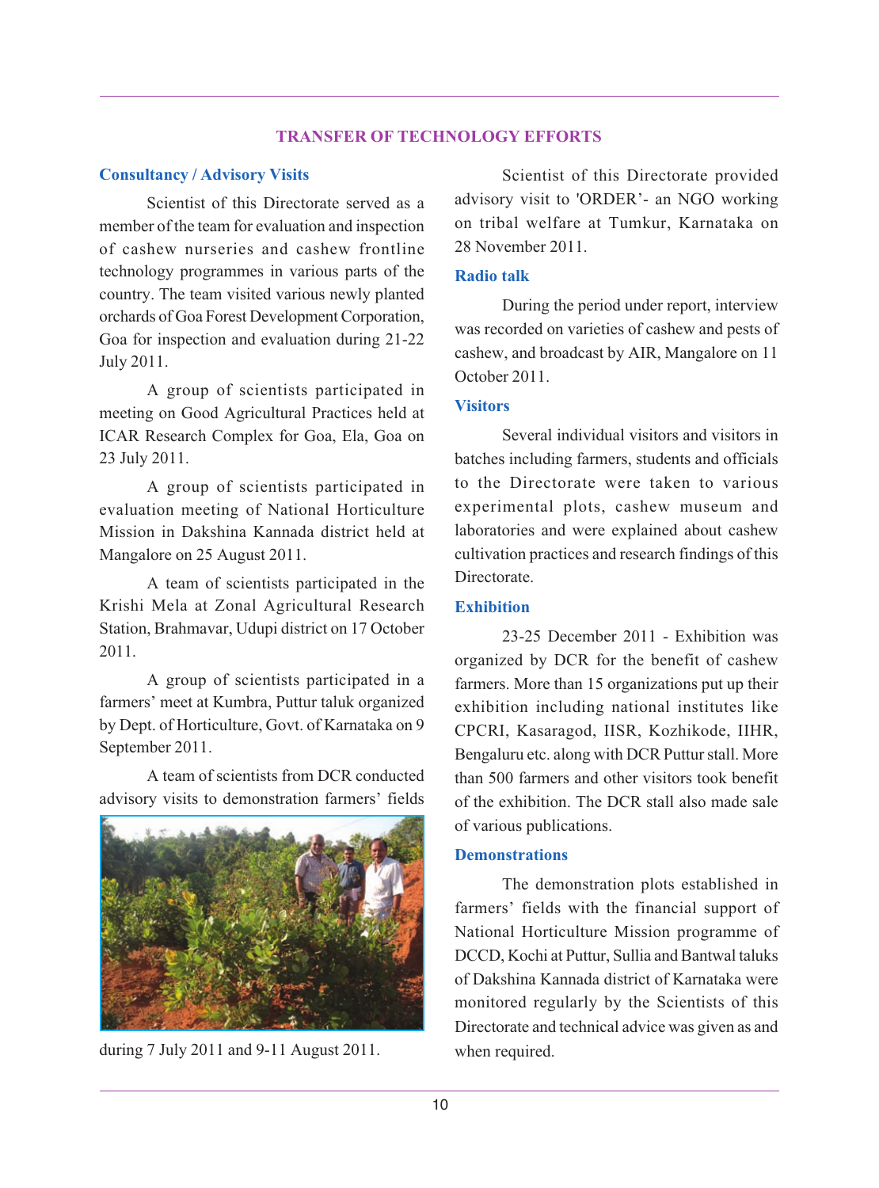## TRANSFER OF TECHNOLOGY EFFORTS

### Consultancy / Advisory Visits

Scientist of this Directorate served as a member of the team for evaluation and inspection of cashew nurseries and cashew frontline technology programmes in various parts of the country. The team visited various newly planted orchards of Goa Forest Development Corporation, Goa for inspection and evaluation during 21-22 July 2011.

A group of scientists participated in meeting on Good Agricultural Practices held at ICAR Research Complex for Goa, Ela, Goa on 23 July 2011.

A group of scientists participated in evaluation meeting of National Horticulture Mission in Dakshina Kannada district held at Mangalore on 25 August 2011.

A team of scientists participated in the Krishi Mela at Zonal Agricultural Research Station, Brahmavar, Udupi district on 17 October 2011.

A group of scientists participated in a farmers' meet at Kumbra, Puttur taluk organized by Dept. of Horticulture, Govt. of Karnataka on 9 September 2011.

A team of scientists from DCR conducted advisory visits to demonstration farmers' fields during 7 July 2011 and 9-11 August 2011.

Scientist of this Directorate provided advisory visit to 'ORDER'- an NGO working on tribal welfare at Tumkur, Karnataka on 28 November 2011.

### Radio talk

During the period under report, interview was recorded on varieties of cashew and pests of cashew, and broadcast by AIR, Mangalore on 11 October 2011.

### Visitors

Several individual visitors and visitors in batches including farmers, students and officials to the Directorate were taken to various experimental plots, cashew museum and laboratories and were explained about cashew cultivation practices and research findings of this Directorate.

### Exhibition

23-25 December 2011 - Exhibition was organized by DCR for the benefit of cashew farmers. More than 15 organizations put up their exhibition including national institutes like CPCRI, Kasaragod, IISR, Kozhikode, IIHR, Bengaluru etc. along with DCR Puttur stall. More than 500 farmers and other visitors took benefit of the exhibition. The DCR stall also made sale of various publications.

### Demonstrations

The demonstration plots established in farmers' fields with the financial support of National Horticulture Mission programme of DCCD, Kochi at Puttur, Sullia and Bantwal taluks of Dakshina Kannada district of Karnataka were monitored regularly by the Scientists of this Directorate and technical advice was given as and when required.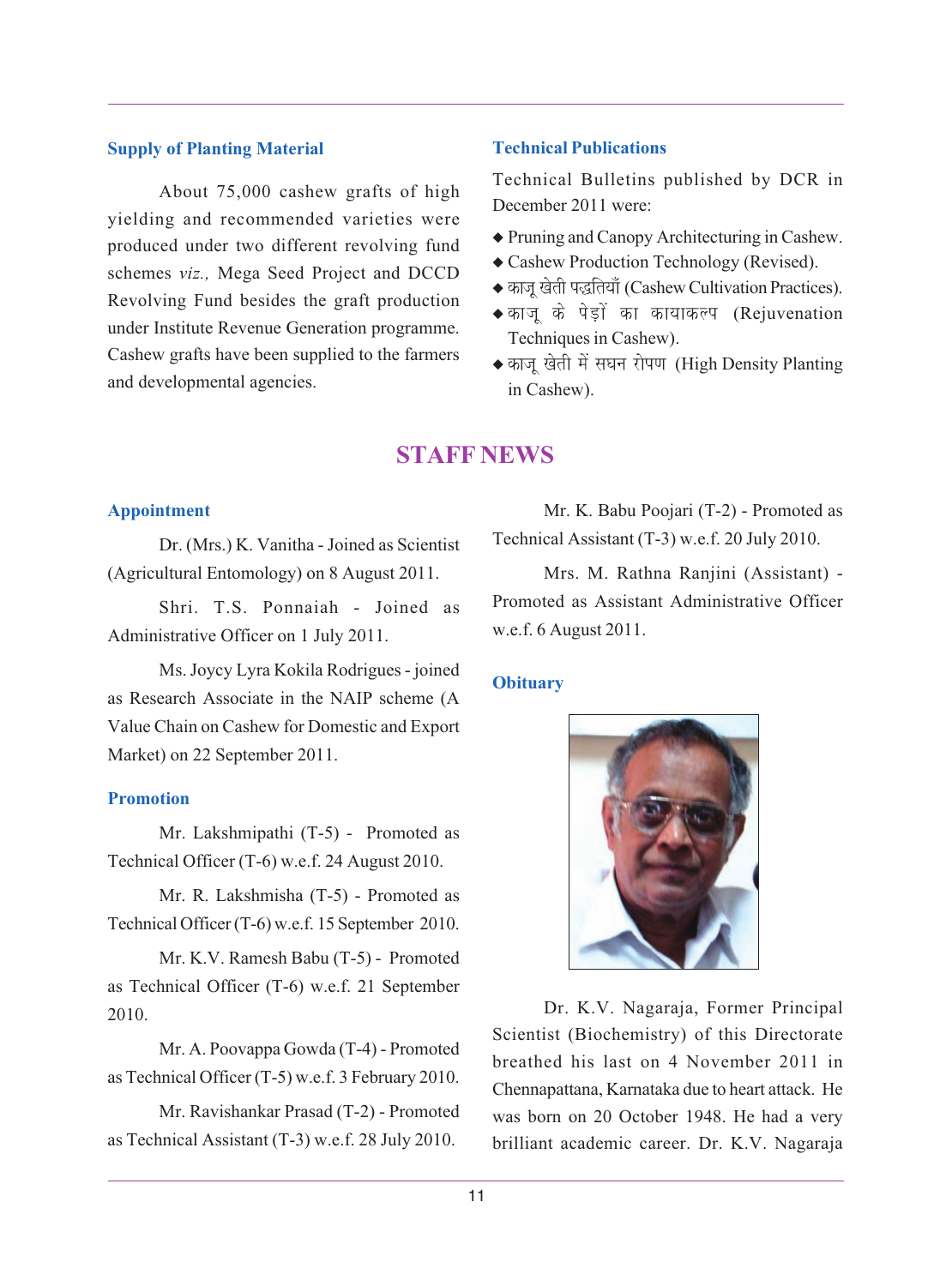### Supply of Planting Material

About 75,000 cashew grafts of high yielding and recommended varieties were produced under two different revolving fund schemes *viz.,* Mega Seed Project and DCCD Revolving Fund besides the graft production under Institute Revenue Generation programme. Cashew grafts have been supplied to the farmers and developmental agencies.

### Technical Publications

Technical Bulletins published by DCR in December 2011 were:

- Pruning and Canopy Architecturing in Cashew.
- Cashew Production Technology (Revised).
- काजू खेती पद्धतियाँ (Cashew Cultivation Practices).
- काजू के पेड़ों का कायाकल्प (Rejuvenation Techniques in Cashew).
- काजू खेती में सघन रोपण (High Density Planting in Cashew).

## STAFF NEWS

### Appointment

Dr. (Mrs.) K. Vanitha - Joined as Scientist (Agricultural Entomology) on 8 August 2011.

Shri. T.S. Ponnaiah - Joined as Administrative Officer on 1 July 2011.

Ms. Joycy Lyra Kokila Rodrigues - joined as Research Associate in the NAIP scheme (A Value Chain on Cashew for Domestic and Export Market) on 22 September 2011.

### Promotion

Mr. Lakshmipathi (T-5) - Promoted as Technical Officer (T-6) w.e.f. 24 August 2010.

Mr. R. Lakshmisha (T-5) - Promoted as Technical Officer (T-6) w.e.f. 15 September 2010.

Mr. K.V. Ramesh Babu (T-5) - Promoted as Technical Officer (T-6) w.e.f. 21 September 2010.

Mr. A. Poovappa Gowda (T-4) - Promoted as Technical Officer (T-5) w.e.f. 3 February 2010.

Mr. Ravishankar Prasad (T-2) - Promoted as Technical Assistant (T-3) w.e.f. 28 July 2010.

Mr. K. Babu Poojari (T-2) - Promoted as Technical Assistant (T-3) w.e.f. 20 July 2010.

Mrs. M. Rathna Ranjini (Assistant) - Promoted as Assistant Administrative Officer w.e.f. 6 August 2011.

### Obituary

Dr. K.V. Nagaraja, Former Principal Scientist (Biochemistry) of this Directorate breathed his last on 4 November 2011 in Chennapattana, Karnataka due to heart attack. He was born on 20 October 1948. He had a very brilliant academic career. Dr. K.V. Nagaraja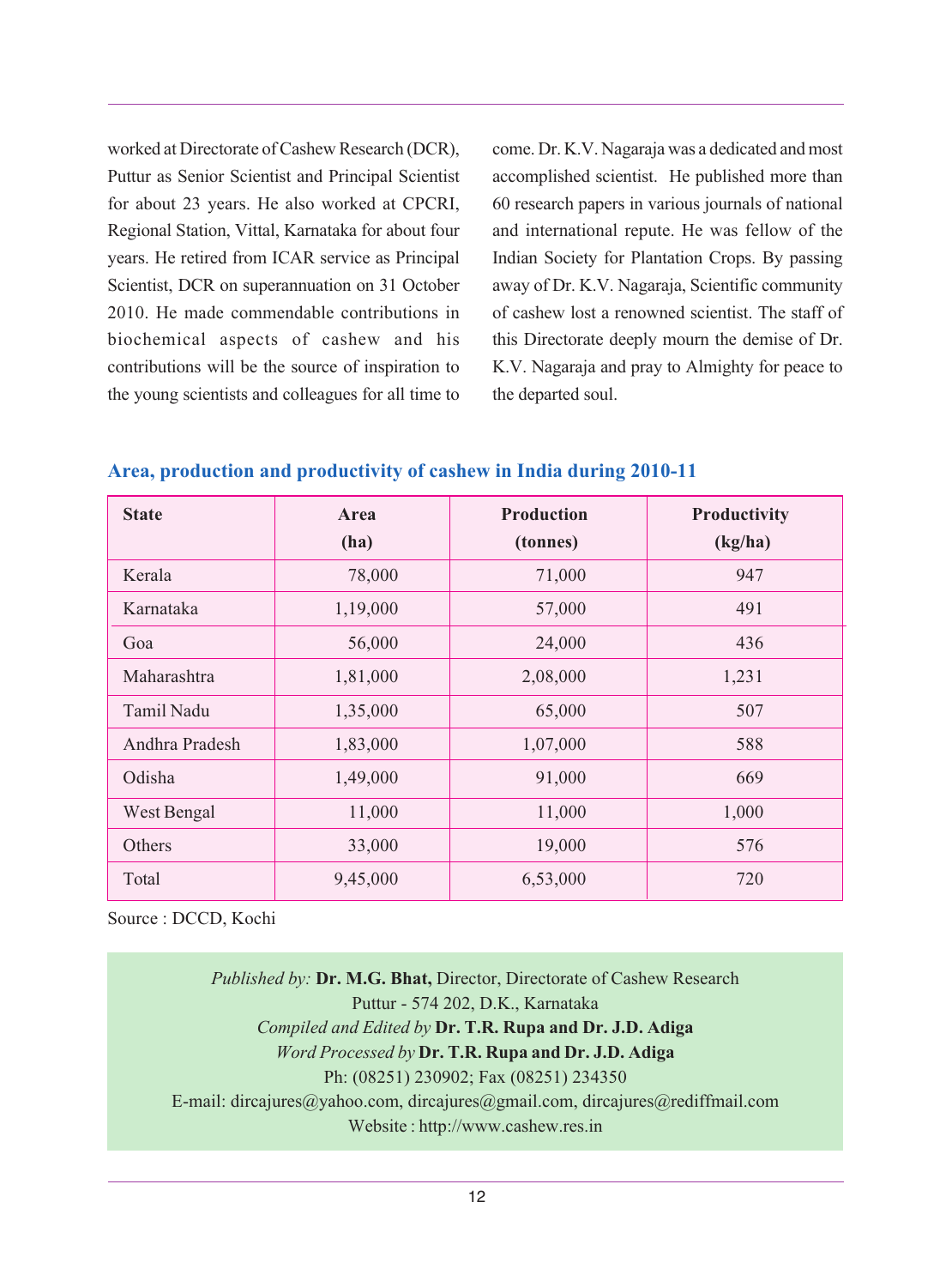worked at Directorate of Cashew Research (DCR), Puttur as Senior Scientist and Principal Scientist for about 23 years. He also worked at CPCRI, Regional Station, Vittal, Karnataka for about four years. He retired from ICAR service as Principal Scientist, DCR on superannuation on 31 October 2010. He made commendable contributions in biochemical aspects of cashew and his contributions will be the source of inspiration to the young scientists and colleagues for all time to come. Dr. K.V. Nagaraja was a dedicated and most accomplished scientist. He published more than 60 research papers in various journals of national and international repute. He was fellow of the Indian Society for Plantation Crops. By passing away of Dr. K.V. Nagaraja, Scientific community of cashew lost a renowned scientist. The staff of this Directorate deeply mourn the demise of Dr. K.V. Nagaraja and pray to Almighty for peace to the departed soul.

## Area, production and productivity of cashew in India during 2010-11

| State | Area (ha) | Production (tonnes) | Productivity (kg/ha) |
|---|---|---|---|
| Kerala | 78,000 | 71,000 | 947 |
| Karnataka | 1,19,000 | 57,000 | 491 |
| Goa | 56,000 | 24,000 | 436 |
| Maharashtra | 1,81,000 | 2,08,000 | 1,231 |
| Tamil Nadu | 1,35,000 | 65,000 | 507 |
| Andhra Pradesh | 1,83,000 | 1,07,000 | 588 |
| Odisha | 1,49,000 | 91,000 | 669 |
| West Bengal | 11,000 | 11,000 | 1,000 |
| Others | 33,000 | 19,000 | 576 |
| Total | 9,45,000 | 6,53,000 | 720 |

Source : DCCD, Kochi

*Published by:* **Dr. M.G. Bhat,** Director, Directorate of Cashew Research
Puttur - 574 202, D.K., Karnataka
*Compiled and Edited by* **Dr. T.R. Rupa and Dr. J.D. Adiga**
*Word Processed by* **Dr. T.R. Rupa and Dr. J.D. Adiga**
Ph: (08251) 230902; Fax (08251) 234350
E-mail: dircajures@yahoo.com, dircajures@gmail.com, dircajures@rediffmail.com
Website : http://www.cashew.res.in